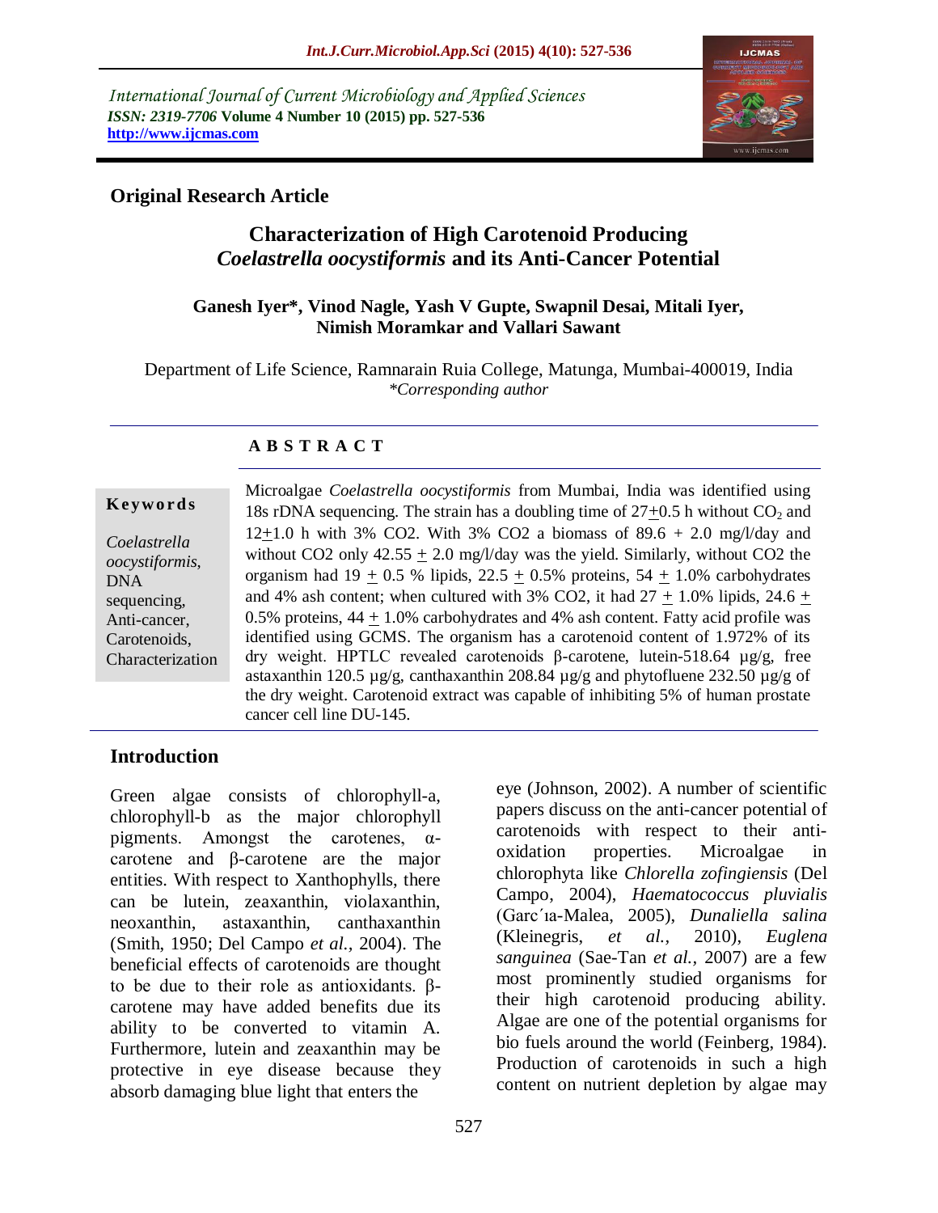International Journal of Current Microbiology and Applied Sciences
*ISSN: 2319-7706* **Volume 4 Number 10 (2015) pp. 527-536**
**http://www.ijcmas.com**

**Original Research Article**

# Characterization of High Carotenoid Producing *Coelastrella oocystiformis* and its Anti-Cancer Potential

**Ganesh Iyer\*, Vinod Nagle, Yash V Gupte, Swapnil Desai, Mitali Iyer, Nimish Moramkar and Vallari Sawant**

Department of Life Science, Ramnarain Ruia College, Matunga, Mumbai-400019, India
*\*Corresponding author*

## A B S T R A C T

**Keywords**

*Coelastrella oocystiformis*, DNA sequencing, Anti-cancer, Carotenoids, Characterization

Microalgae *Coelastrella oocystiformis* from Mumbai, India was identified using 18s rDNA sequencing. The strain has a doubling time of 27+0.5 h without $CO_2$ and 12+1.0 h with 3% CO2. With 3% CO2 a biomass of 89.6 + 2.0 mg/l/day and without CO2 only 42.55 + 2.0 mg/l/day was the yield. Similarly, without CO2 the organism had 19 + 0.5 % lipids, 22.5 + 0.5% proteins, 54 + 1.0% carbohydrates and 4% ash content; when cultured with 3% CO2, it had 27 + 1.0% lipids, 24.6 + 0.5% proteins, 44 + 1.0% carbohydrates and 4% ash content. Fatty acid profile was identified using GCMS. The organism has a carotenoid content of 1.972% of its dry weight. HPTLC revealed carotenoids β-carotene, lutein-518.64 µg/g, free astaxanthin 120.5 µg/g, canthaxanthin 208.84 µg/g and phytofluene 232.50 µg/g of the dry weight. Carotenoid extract was capable of inhibiting 5% of human prostate cancer cell line DU-145.

## Introduction

Green algae consists of chlorophyll-a, chlorophyll-b as the major chlorophyll pigments. Amongst the carotenes, α-carotene and β-carotene are the major entities. With respect to Xanthophylls, there can be lutein, zeaxanthin, violaxanthin, neoxanthin, astaxanthin, canthaxanthin (Smith, 1950; Del Campo *et al.,* 2004). The beneficial effects of carotenoids are thought to be due to their role as antioxidants. β-carotene may have added benefits due its ability to be converted to vitamin A. Furthermore, lutein and zeaxanthin may be protective in eye disease because they absorb damaging blue light that enters the eye (Johnson, 2002). A number of scientific papers discuss on the anti-cancer potential of carotenoids with respect to their anti-oxidation properties. Microalgae in chlorophyta like *Chlorella zofingiensis* (Del Campo, 2004), *Haematococcus pluvialis* (Garc´ıa-Malea, 2005), *Dunaliella salina* (Kleinegris, *et al.,* 2010), *Euglena sanguinea* (Sae-Tan *et al.,* 2007) are a few most prominently studied organisms for their high carotenoid producing ability. Algae are one of the potential organisms for bio fuels around the world (Feinberg, 1984). Production of carotenoids in such a high content on nutrient depletion by algae may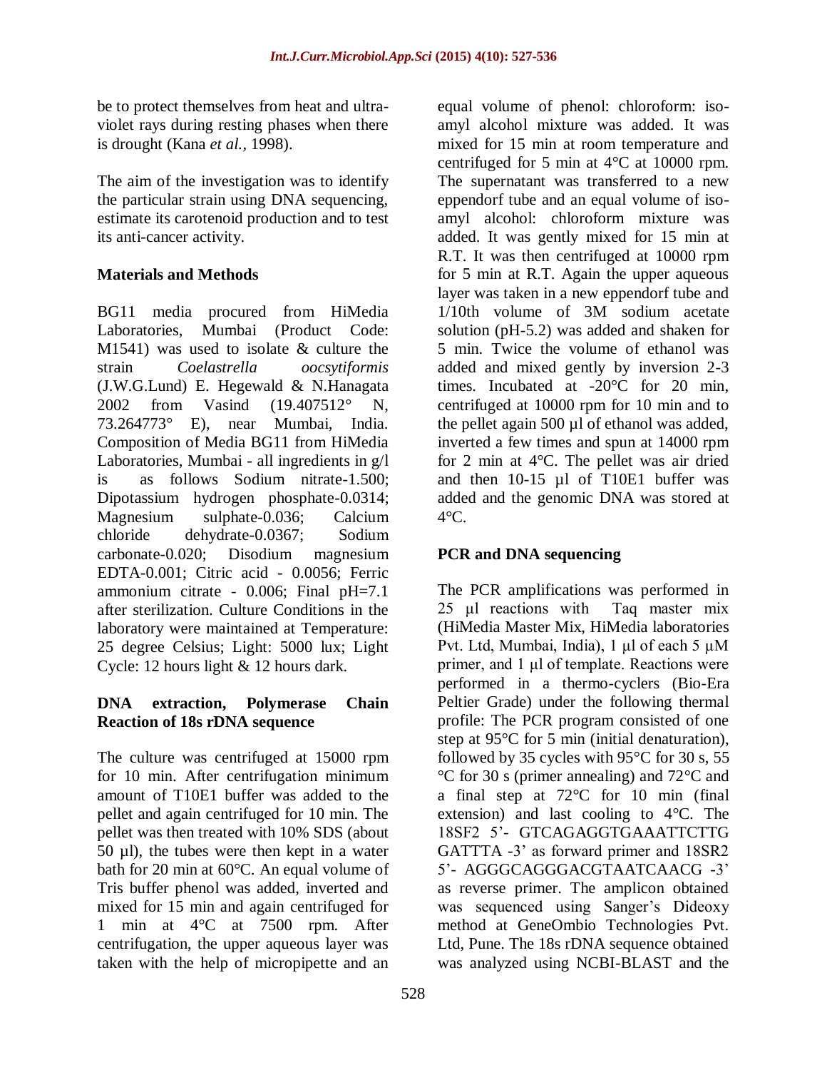be to protect themselves from heat and ultra-violet rays during resting phases when there is drought (Kana *et al.,* 1998).

The aim of the investigation was to identify the particular strain using DNA sequencing, estimate its carotenoid production and to test its anti-cancer activity.

## Materials and Methods

BG11 media procured from HiMedia Laboratories, Mumbai (Product Code: M1541) was used to isolate & culture the strain *Coelastrella oocsytiformis* (J.W.G.Lund) E. Hegewald & N.Hanagata 2002 from Vasind (19.407512° N, 73.264773° E), near Mumbai, India. Composition of Media BG11 from HiMedia Laboratories, Mumbai - all ingredients in g/l is as follows Sodium nitrate-1.500; Dipotassium hydrogen phosphate-0.0314; Magnesium sulphate-0.036; Calcium chloride dehydrate-0.0367; Sodium carbonate-0.020; Disodium magnesium EDTA-0.001; Citric acid - 0.0056; Ferric ammonium citrate - 0.006; Final pH=7.1 after sterilization. Culture Conditions in the laboratory were maintained at Temperature: 25 degree Celsius; Light: 5000 lux; Light Cycle: 12 hours light & 12 hours dark.

### DNA extraction, Polymerase Chain Reaction of 18s rDNA sequence

The culture was centrifuged at 15000 rpm for 10 min. After centrifugation minimum amount of T10E1 buffer was added to the pellet and again centrifuged for 10 min. The pellet was then treated with 10% SDS (about 50 µl), the tubes were then kept in a water bath for 20 min at 60°C. An equal volume of Tris buffer phenol was added, inverted and mixed for 15 min and again centrifuged for 1 min at 4°C at 7500 rpm. After centrifugation, the upper aqueous layer was taken with the help of micropipette and an equal volume of phenol: chloroform: iso-amyl alcohol mixture was added. It was mixed for 15 min at room temperature and centrifuged for 5 min at 4°C at 10000 rpm. The supernatant was transferred to a new eppendorf tube and an equal volume of iso-amyl alcohol: chloroform mixture was added. It was gently mixed for 15 min at R.T. It was then centrifuged at 10000 rpm for 5 min at R.T. Again the upper aqueous layer was taken in a new eppendorf tube and 1/10th volume of 3M sodium acetate solution (pH-5.2) was added and shaken for 5 min. Twice the volume of ethanol was added and mixed gently by inversion 2-3 times. Incubated at -20°C for 20 min, centrifuged at 10000 rpm for 10 min and to the pellet again 500 µl of ethanol was added, inverted a few times and spun at 14000 rpm for 2 min at 4°C. The pellet was air dried and then 10-15 µl of T10E1 buffer was added and the genomic DNA was stored at 4°C.

### PCR and DNA sequencing

The PCR amplifications was performed in 25 µl reactions with Taq master mix (HiMedia Master Mix, HiMedia laboratories Pvt. Ltd, Mumbai, India), 1 µl of each 5 µM primer, and 1 µl of template. Reactions were performed in a thermo-cyclers (Bio-Era Peltier Grade) under the following thermal profile: The PCR program consisted of one step at 95°C for 5 min (initial denaturation), followed by 35 cycles with 95°C for 30 s, 55 °C for 30 s (primer annealing) and 72°C and a final step at 72°C for 10 min (final extension) and last cooling to 4°C. The 18SF2 5'- GTCAGAGGTGAAATTCTTG GATTTA -3' as forward primer and 18SR2 5'- AGGGCAGGGACGTAATCAACG -3' as reverse primer. The amplicon obtained was sequenced using Sanger's Dideoxy method at GeneOmbio Technologies Pvt. Ltd, Pune. The 18s rDNA sequence obtained was analyzed using NCBI-BLAST and the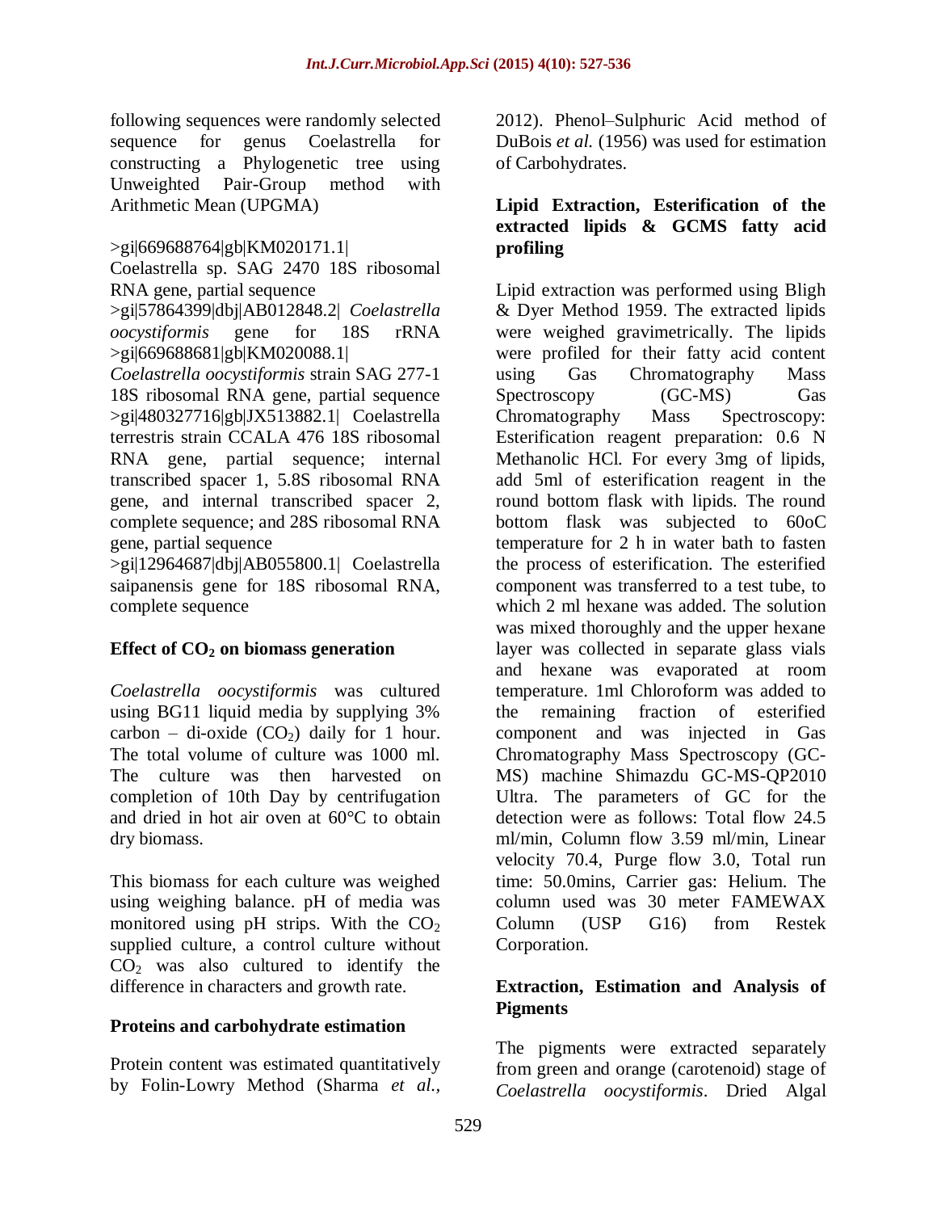following sequences were randomly selected sequence for genus Coelastrella for constructing a Phylogenetic tree using Unweighted Pair-Group method with Arithmetic Mean (UPGMA)

>gi|669688764|gb|KM020171.1| Coelastrella sp. SAG 2470 18S ribosomal RNA gene, partial sequence
>gi|57864399|dbj|AB012848.2| *Coelastrella oocystiformis* gene for 18S rRNA
>gi|669688681|gb|KM020088.1| *Coelastrella oocystiformis* strain SAG 277-1 18S ribosomal RNA gene, partial sequence
>gi|480327716|gb|JX513882.1| Coelastrella terrestris strain CCALA 476 18S ribosomal RNA gene, partial sequence; internal transcribed spacer 1, 5.8S ribosomal RNA gene, and internal transcribed spacer 2, complete sequence; and 28S ribosomal RNA gene, partial sequence
>gi|12964687|dbj|AB055800.1| Coelastrella saipanensis gene for 18S ribosomal RNA, complete sequence

### Effect of $CO_2$ on biomass generation

*Coelastrella oocystiformis* was cultured using BG11 liquid media by supplying 3% carbon – di-oxide ($CO_2$) daily for 1 hour. The total volume of culture was 1000 ml. The culture was then harvested on completion of 10th Day by centrifugation and dried in hot air oven at 60°C to obtain dry biomass.

This biomass for each culture was weighed using weighing balance. pH of media was monitored using pH strips. With the $CO_2$ supplied culture, a control culture without $CO_2$ was also cultured to identify the difference in characters and growth rate.

### Proteins and carbohydrate estimation

Protein content was estimated quantitatively by Folin-Lowry Method (Sharma *et al.,* 2012). Phenol–Sulphuric Acid method of DuBois *et al.* (1956) was used for estimation of Carbohydrates.

### Lipid Extraction, Esterification of the extracted lipids & GCMS fatty acid profiling

Lipid extraction was performed using Bligh & Dyer Method 1959. The extracted lipids were weighed gravimetrically. The lipids were profiled for their fatty acid content using Gas Chromatography Mass Spectroscopy (GC-MS) Gas Chromatography Mass Spectroscopy: Esterification reagent preparation: 0.6 N Methanolic HCl. For every 3mg of lipids, add 5ml of esterification reagent in the round bottom flask with lipids. The round bottom flask was subjected to 60oC temperature for 2 h in water bath to fasten the process of esterification. The esterified component was transferred to a test tube, to which 2 ml hexane was added. The solution was mixed thoroughly and the upper hexane layer was collected in separate glass vials and hexane was evaporated at room temperature. 1ml Chloroform was added to the remaining fraction of esterified component and was injected in Gas Chromatography Mass Spectroscopy (GC-MS) machine Shimazdu GC-MS-QP2010 Ultra. The parameters of GC for the detection were as follows: Total flow 24.5 ml/min, Column flow 3.59 ml/min, Linear velocity 70.4, Purge flow 3.0, Total run time: 50.0mins, Carrier gas: Helium. The column used was 30 meter FAMEWAX Column (USP G16) from Restek Corporation.

### Extraction, Estimation and Analysis of Pigments

The pigments were extracted separately from green and orange (carotenoid) stage of *Coelastrella oocystiformis*. Dried Algal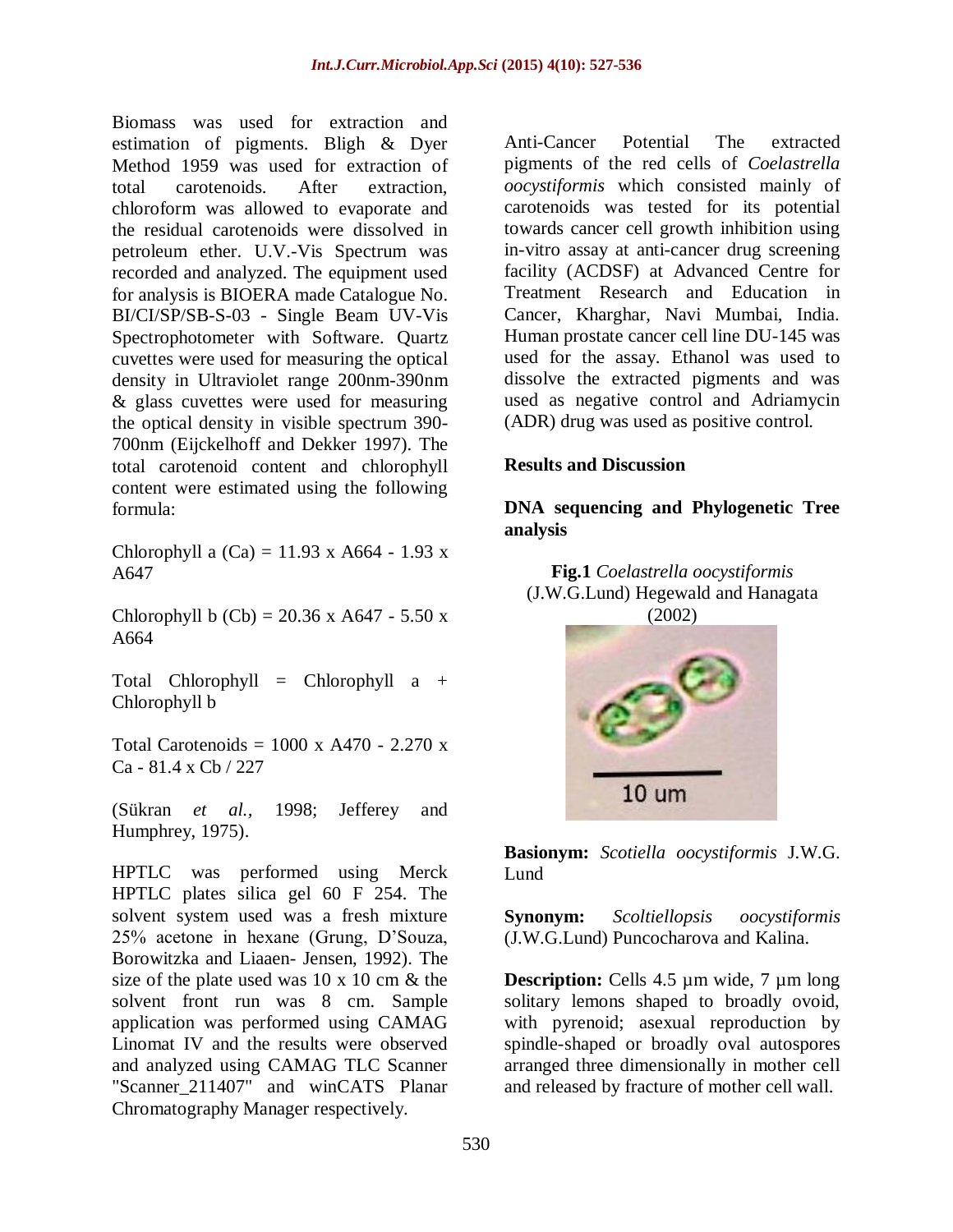Biomass was used for extraction and estimation of pigments. Bligh & Dyer Method 1959 was used for extraction of total carotenoids. After extraction, chloroform was allowed to evaporate and the residual carotenoids were dissolved in petroleum ether. U.V.-Vis Spectrum was recorded and analyzed. The equipment used for analysis is BIOERA made Catalogue No. BI/CI/SP/SB-S-03 - Single Beam UV-Vis Spectrophotometer with Software. Quartz cuvettes were used for measuring the optical density in Ultraviolet range 200nm-390nm & glass cuvettes were used for measuring the optical density in visible spectrum 390-700nm (Eijckelhoff and Dekker 1997). The total carotenoid content and chlorophyll content were estimated using the following formula:

Chlorophyll a (Ca) = 11.93 x A664 - 1.93 x A647

Chlorophyll b (Cb) = 20.36 x A647 - 5.50 x A664

Total Chlorophyll = Chlorophyll a + Chlorophyll b

Total Carotenoids = 1000 x A470 - 2.270 x Ca - 81.4 x Cb / 227

(Sükran *et al.*, 1998; Jefferey and Humphrey, 1975).

HPTLC was performed using Merck HPTLC plates silica gel 60 F 254. The solvent system used was a fresh mixture 25% acetone in hexane (Grung, D'Souza, Borowitzka and Liaaen- Jensen, 1992). The size of the plate used was 10 x 10 cm & the solvent front run was 8 cm. Sample application was performed using CAMAG Linomat IV and the results were observed and analyzed using CAMAG TLC Scanner "Scanner_211407" and winCATS Planar Chromatography Manager respectively.

Anti-Cancer Potential The extracted pigments of the red cells of *Coelastrella oocystiformis* which consisted mainly of carotenoids was tested for its potential towards cancer cell growth inhibition using in-vitro assay at anti-cancer drug screening facility (ACDSF) at Advanced Centre for Treatment Research and Education in Cancer, Kharghar, Navi Mumbai, India. Human prostate cancer cell line DU-145 was used for the assay. Ethanol was used to dissolve the extracted pigments and was used as negative control and Adriamycin (ADR) drug was used as positive control.

## Results and Discussion

### DNA sequencing and Phylogenetic Tree analysis

**Fig.1** *Coelastrella oocystiformis* (J.W.G.Lund) Hegewald and Hanagata (2002)

**Basionym:** *Scotiella oocystiformis* J.W.G. Lund

**Synonym:** *Scoltiellopsis oocystiformis* (J.W.G.Lund) Puncocharova and Kalina.

**Description:** Cells 4.5 µm wide, 7 µm long solitary lemons shaped to broadly ovoid, with pyrenoid; asexual reproduction by spindle-shaped or broadly oval autospores arranged three dimensionally in mother cell and released by fracture of mother cell wall.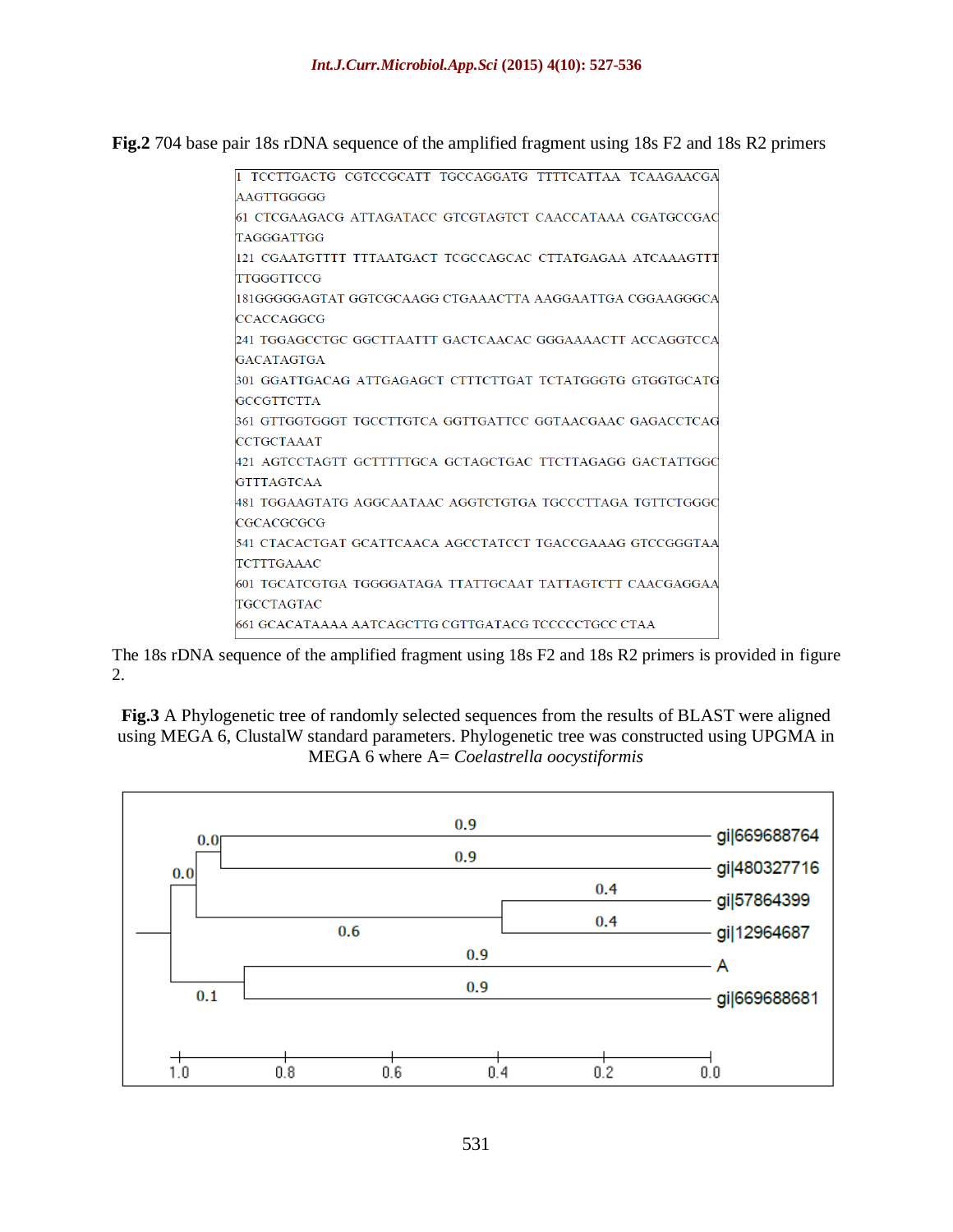**Fig.2** 704 base pair 18s rDNA sequence of the amplified fragment using 18s F2 and 18s R2 primers

```
1 TCCTTGACTG CGTCCGCATT TGCCAGGATG TTTTCATTAA TCAAGAACGA AAGTTGGGGG
61 CTCGAAGACG ATTAGATACC GTCGTAGTCT CAACCATAAA CGATGCCGAC TAGGGATTGG
121 CGAATGTTTT TTTAATGACT TCGCCAGCAC CTTATGAGAA ATCAAAGTTT TTGGGTTCCG
181GGGGGAGTAT GGTCGCAAGG CTGAAACTTA AAGGAATTGA CGGAAGGGCA CCACCAGGCG
241 TGGAGCCTGC GGCTTAATTT GACTCAACAC GGGAAAACTT ACCAGGTCCA GACATAGTGA
301 GGATTGACAG ATTGAGAGCT CTTTCTTGAT TCTATGGGTG GTGGTGCATG GCCGTTCTTA
361 GTTGGTGGGT TGCCTTGTCA GGTTGATTCC GGTAACGAAC GAGACCTCAG CCTGCTAAAT
421 AGTCCTAGTT GCTTTTTGCA GCTAGCTGAC TTCTTAGAGG GACTATTGGC GTTTAGTCAA
481 TGGAAGTATG AGGCAATAAC AGGTCTGTGA TGCCCTTAGA TGTTCTGGGC CGCACGCGCG
541 CTACACTGAT GCATTCAACA AGCCTATCCT TGACCGAAAG GTCCGGGTAA TCTTTGAAAC
601 TGCATCGTGA TGGGGATAGA TTATTGCAAT TATTAGTCTT CAACGAGGAA TGCCTAGTAC
661 GCACATAAAA AATCAGCTTG CGTTGATACG TCCCCCTGCC CTAA
```

The 18s rDNA sequence of the amplified fragment using 18s F2 and 18s R2 primers is provided in figure 2.

**Fig.3** A Phylogenetic tree of randomly selected sequences from the results of BLAST were aligned using MEGA 6, ClustalW standard parameters. Phylogenetic tree was constructed using UPGMA in MEGA 6 where A= *Coelastrella oocystiformis*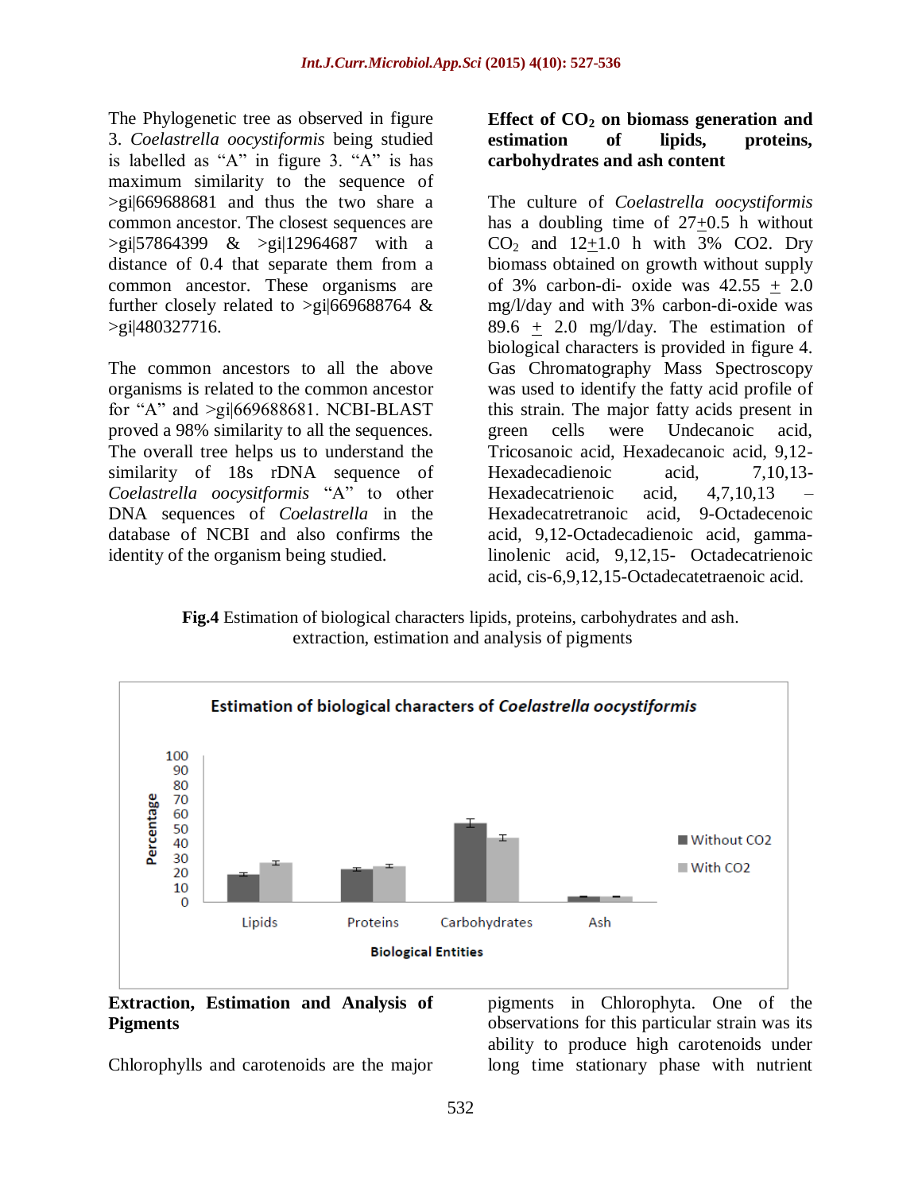The Phylogenetic tree as observed in figure 3. *Coelastrella oocystiformis* being studied is labelled as "A" in figure 3. "A" is has maximum similarity to the sequence of >gi|669688681 and thus the two share a common ancestor. The closest sequences are >gi|57864399 & >gi|12964687 with a distance of 0.4 that separate them from a common ancestor. These organisms are further closely related to >gi|669688764 & >gi|480327716.

The common ancestors to all the above organisms is related to the common ancestor for "A" and >gi|669688681. NCBI-BLAST proved a 98% similarity to all the sequences. The overall tree helps us to understand the similarity of 18s rDNA sequence of *Coelastrella oocysitformis* "A" to other DNA sequences of *Coelastrella* in the database of NCBI and also confirms the identity of the organism being studied.

**Effect of $CO_2$ on biomass generation and estimation of lipids, proteins, carbohydrates and ash content**

The culture of *Coelastrella oocystiformis* has a doubling time of 27$\pm$0.5 h without $CO_2$ and 12$\pm$1.0 h with 3% CO2. Dry biomass obtained on growth without supply of 3% carbon-di- oxide was 42.55 $\pm$ 2.0 mg/l/day and with 3% carbon-di-oxide was 89.6 $\pm$ 2.0 mg/l/day. The estimation of biological characters is provided in figure 4. Gas Chromatography Mass Spectroscopy was used to identify the fatty acid profile of this strain. The major fatty acids present in green cells were Undecanoic acid, Tricosanoic acid, Hexadecanoic acid, 9,12-Hexadecadienoic acid, 7,10,13-Hexadecatrienoic acid, 4,7,10,13 – Hexadecatretranoic acid, 9-Octadecenoic acid, 9,12-Octadecadienoic acid, gamma-linolenic acid, 9,12,15- Octadecatrienoic acid, cis-6,9,12,15-Octadecatetraenoic acid.

**Fig.4** Estimation of biological characters lipids, proteins, carbohydrates and ash. extraction, estimation and analysis of pigments

**Extraction, Estimation and Analysis of Pigments**

Chlorophylls and carotenoids are the major pigments in Chlorophyta. One of the observations for this particular strain was its ability to produce high carotenoids under long time stationary phase with nutrient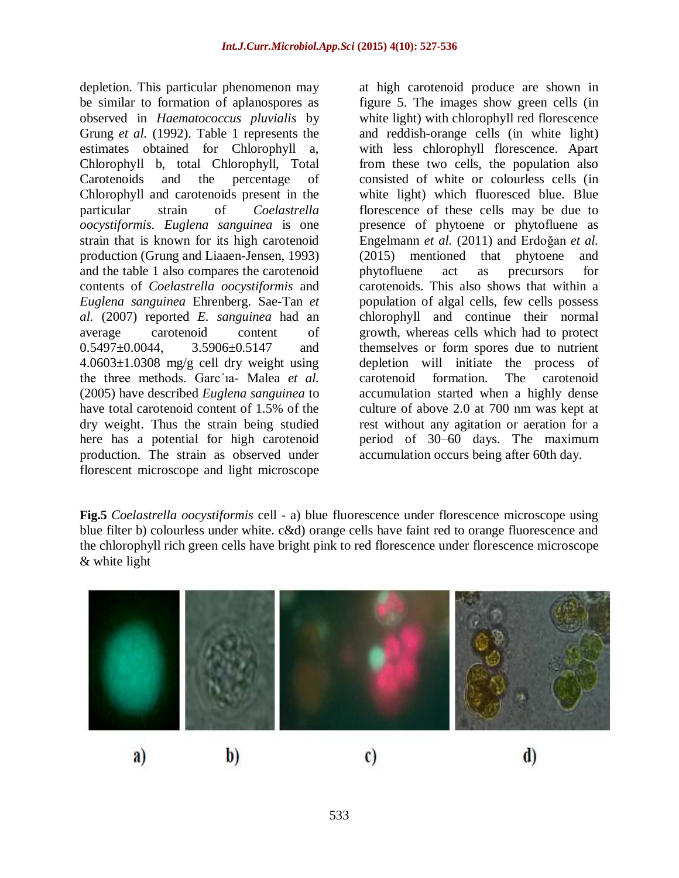depletion. This particular phenomenon may be similar to formation of aplanospores as observed in *Haematococcus pluvialis* by Grung *et al.* (1992). Table 1 represents the estimates obtained for Chlorophyll a, Chlorophyll b, total Chlorophyll, Total Carotenoids and the percentage of Chlorophyll and carotenoids present in the particular strain of *Coelastrella oocystiformis*. *Euglena sanguinea* is one strain that is known for its high carotenoid production (Grung and Liaaen-Jensen, 1993) and the table 1 also compares the carotenoid contents of *Coelastrella oocystiformis* and *Euglena sanguinea* Ehrenberg. Sae-Tan *et al.* (2007) reported *E. sanguinea* had an average carotenoid content of 0.5497±0.0044, 3.5906±0.5147 and 4.0603±1.0308 mg/g cell dry weight using the three methods. Garc´ıa- Malea *et al.* (2005) have described *Euglena sanguinea* to have total carotenoid content of 1.5% of the dry weight. Thus the strain being studied here has a potential for high carotenoid production. The strain as observed under florescent microscope and light microscope at high carotenoid produce are shown in figure 5. The images show green cells (in white light) with chlorophyll red florescence and reddish-orange cells (in white light) with less chlorophyll florescence. Apart from these two cells, the population also consisted of white or colourless cells (in white light) which fluoresced blue. Blue florescence of these cells may be due to presence of phytoene or phytofluene as Engelmann *et al.* (2011) and Erdoğan *et al.* (2015) mentioned that phytoene and phytofluene act as precursors for carotenoids. This also shows that within a population of algal cells, few cells possess chlorophyll and continue their normal growth, whereas cells which had to protect themselves or form spores due to nutrient depletion will initiate the process of carotenoid formation. The carotenoid accumulation started when a highly dense culture of above 2.0 at 700 nm was kept at rest without any agitation or aeration for a period of 30–60 days. The maximum accumulation occurs being after 60th day.

**Fig.5** *Coelastrella oocystiformis* cell - a) blue fluorescence under florescence microscope using blue filter b) colourless under white. c&d) orange cells have faint red to orange fluorescence and the chlorophyll rich green cells have bright pink to red florescence under florescence microscope & white light

a) b) c) d)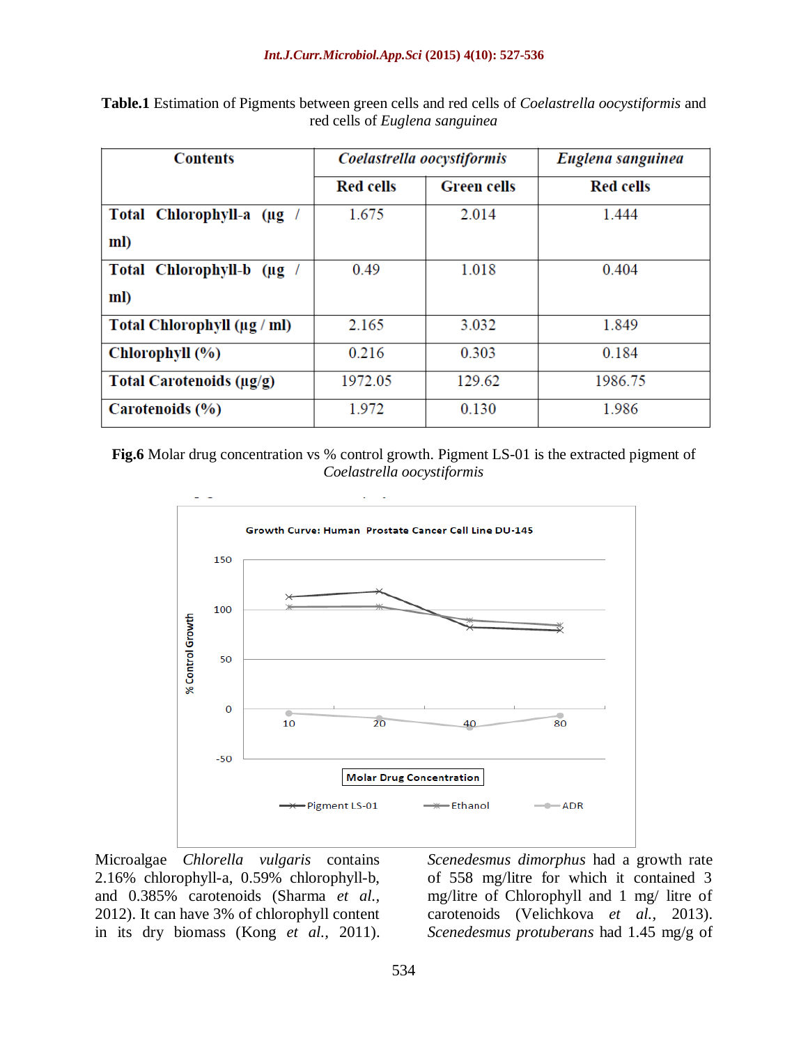**Table.1** Estimation of Pigments between green cells and red cells of *Coelastrella oocystiformis* and red cells of *Euglena sanguinea*

| Contents | *Coelastrella oocystiformis* | | *Euglena sanguinea* |
|---|---|---|---|
| | Red cells | Green cells | Red cells |
| **Total Chlorophyll-a (µg / ml)** | 1.675 | 2.014 | 1.444 |
| **Total Chlorophyll-b (µg / ml)** | 0.49 | 1.018 | 0.404 |
| **Total Chlorophyll (µg / ml)** | 2.165 | 3.032 | 1.849 |
| **Chlorophyll (%)** | 0.216 | 0.303 | 0.184 |
| **Total Carotenoids (µg/g)** | 1972.05 | 129.62 | 1986.75 |
| **Carotenoids (%)** | 1.972 | 0.130 | 1.986 |

**Fig.6** Molar drug concentration vs % control growth. Pigment LS-01 is the extracted pigment of *Coelastrella oocystiformis*

Microalgae *Chlorella vulgaris* contains 2.16% chlorophyll-a, 0.59% chlorophyll-b, and 0.385% carotenoids (Sharma *et al.*, 2012). It can have 3% of chlorophyll content in its dry biomass (Kong *et al.*, 2011). *Scenedesmus dimorphus* had a growth rate of 558 mg/litre for which it contained 3 mg/litre of Chlorophyll and 1 mg/ litre of carotenoids (Velichkova *et al.*, 2013). *Scenedesmus protuberans* had 1.45 mg/g of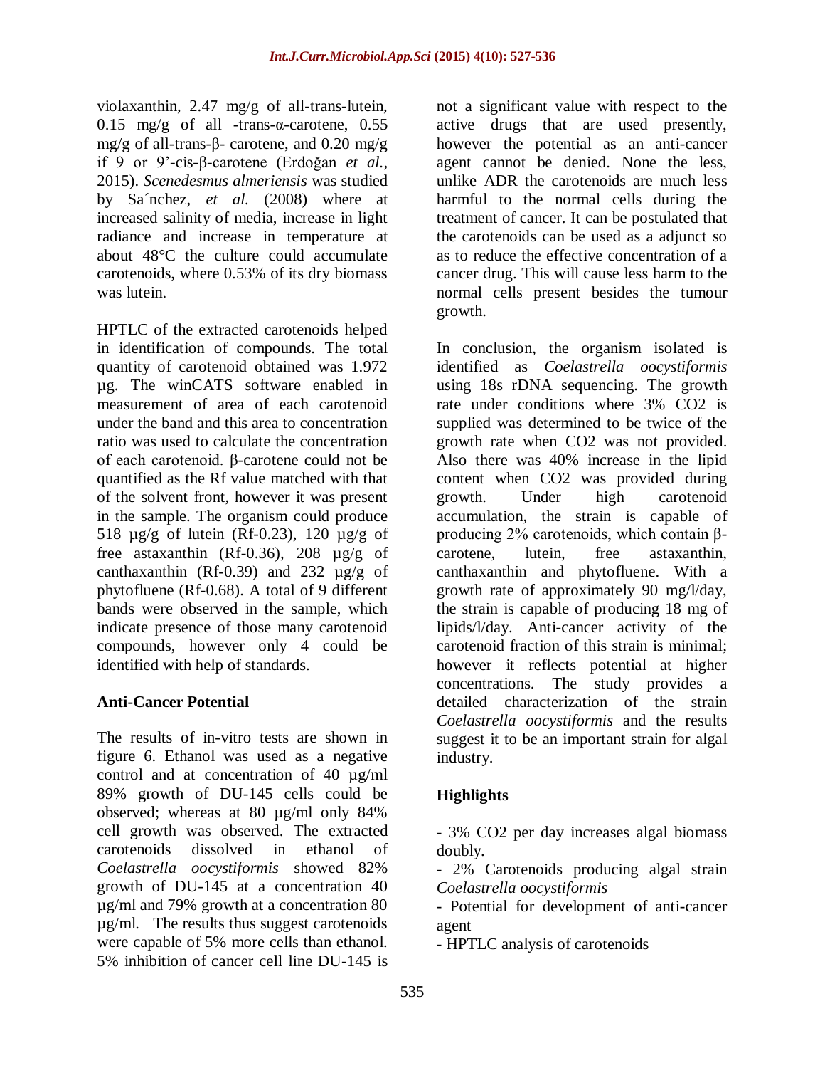violaxanthin, 2.47 mg/g of all-trans-lutein, 0.15 mg/g of all -trans-α-carotene, 0.55 mg/g of all-trans-β- carotene, and 0.20 mg/g if 9 or 9'-cis-β-carotene (Erdoğan *et al.*, 2015). *Scenedesmus almeriensis* was studied by Sa´nchez, *et al.* (2008) where at increased salinity of media, increase in light radiance and increase in temperature at about 48°C the culture could accumulate carotenoids, where 0.53% of its dry biomass was lutein.

HPTLC of the extracted carotenoids helped in identification of compounds. The total quantity of carotenoid obtained was 1.972 µg. The winCATS software enabled in measurement of area of each carotenoid under the band and this area to concentration ratio was used to calculate the concentration of each carotenoid. β-carotene could not be quantified as the Rf value matched with that of the solvent front, however it was present in the sample. The organism could produce 518 µg/g of lutein (Rf-0.23), 120 µg/g of free astaxanthin (Rf-0.36), 208 µg/g of canthaxanthin (Rf-0.39) and 232 µg/g of phytofluene (Rf-0.68). A total of 9 different bands were observed in the sample, which indicate presence of those many carotenoid compounds, however only 4 could be identified with help of standards.

## Anti-Cancer Potential

The results of in-vitro tests are shown in figure 6. Ethanol was used as a negative control and at concentration of 40 µg/ml 89% growth of DU-145 cells could be observed; whereas at 80 µg/ml only 84% cell growth was observed. The extracted carotenoids dissolved in ethanol of *Coelastrella oocystiformis* showed 82% growth of DU-145 at a concentration 40 µg/ml and 79% growth at a concentration 80 µg/ml. The results thus suggest carotenoids were capable of 5% more cells than ethanol. 5% inhibition of cancer cell line DU-145 is not a significant value with respect to the active drugs that are used presently, however the potential as an anti-cancer agent cannot be denied. None the less, unlike ADR the carotenoids are much less harmful to the normal cells during the treatment of cancer. It can be postulated that the carotenoids can be used as a adjunct so as to reduce the effective concentration of a cancer drug. This will cause less harm to the normal cells present besides the tumour growth.

In conclusion, the organism isolated is identified as *Coelastrella oocystiformis* using 18s rDNA sequencing. The growth rate under conditions where 3% $CO_2$ is supplied was determined to be twice of the growth rate when $CO_2$ was not provided. Also there was 40% increase in the lipid content when $CO_2$ was provided during growth. Under high carotenoid accumulation, the strain is capable of producing 2% carotenoids, which contain β-carotene, lutein, free astaxanthin, canthaxanthin and phytofluene. With a growth rate of approximately 90 mg/l/day, the strain is capable of producing 18 mg of lipids/l/day. Anti-cancer activity of the carotenoid fraction of this strain is minimal; however it reflects potential at higher concentrations. The study provides a detailed characterization of the strain *Coelastrella oocystiformis* and the results suggest it to be an important strain for algal industry.

## Highlights

- 3% $CO_2$ per day increases algal biomass doubly.
- 2% Carotenoids producing algal strain *Coelastrella oocystiformis*
- Potential for development of anti-cancer agent
- HPTLC analysis of carotenoids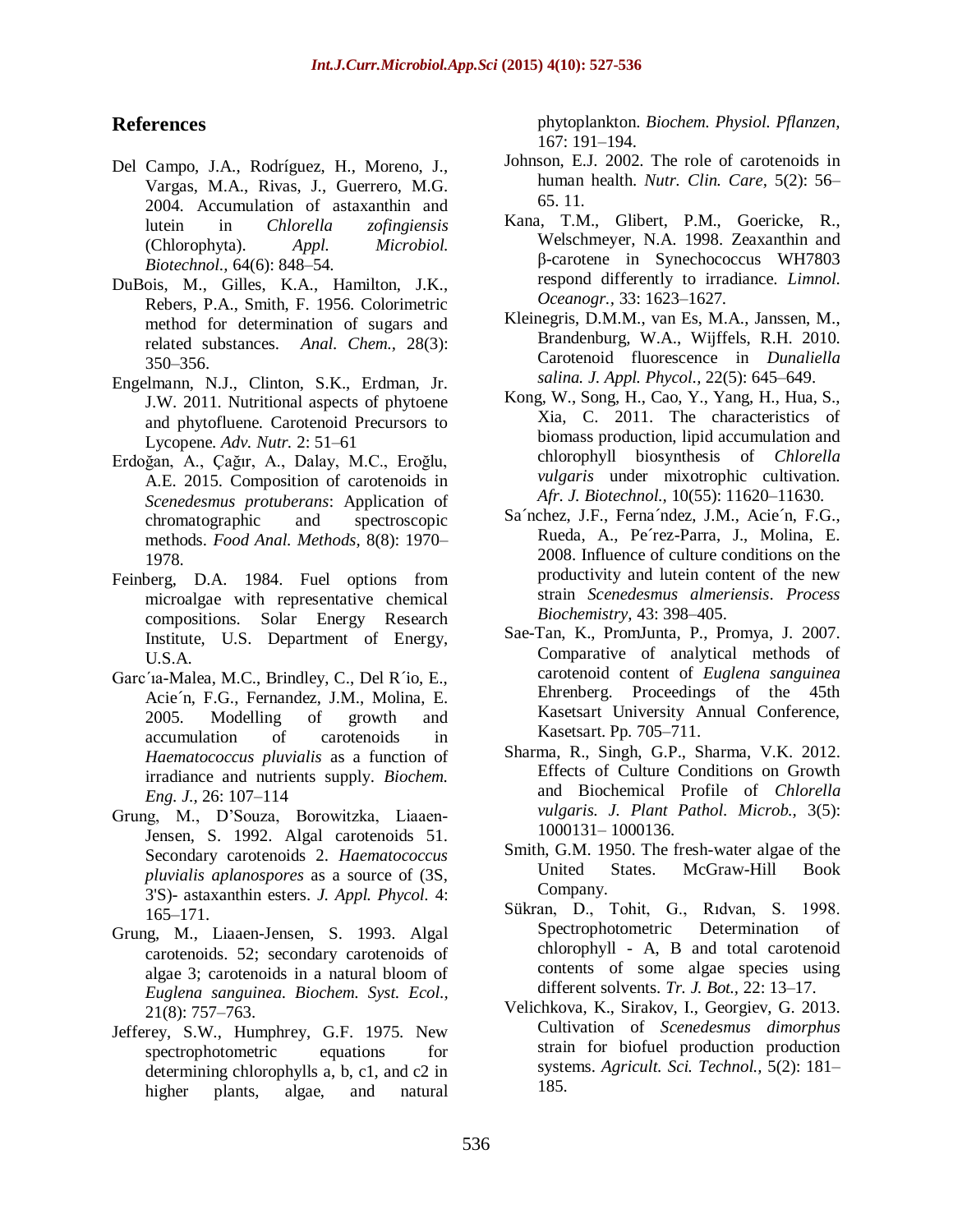## References

Del Campo, J.A., Rodríguez, H., Moreno, J., Vargas, M.A., Rivas, J., Guerrero, M.G. 2004. Accumulation of astaxanthin and lutein in *Chlorella zofingiensis* (Chlorophyta). *Appl. Microbiol. Biotechnol.,* 64(6): 848–54.

DuBois, M., Gilles, K.A., Hamilton, J.K., Rebers, P.A., Smith, F. 1956. Colorimetric method for determination of sugars and related substances. *Anal. Chem.,* 28(3): 350–356.

Engelmann, N.J., Clinton, S.K., Erdman, Jr. J.W. 2011. Nutritional aspects of phytoene and phytofluene. Carotenoid Precursors to Lycopene. *Adv. Nutr.* 2: 51–61

Erdoğan, A., Çağır, A., Dalay, M.C., Eroğlu, A.E. 2015. Composition of carotenoids in *Scenedesmus protuberans*: Application of chromatographic and spectroscopic methods. *Food Anal. Methods,* 8(8): 1970–1978.

Feinberg, D.A. 1984. Fuel options from microalgae with representative chemical compositions. Solar Energy Research Institute, U.S. Department of Energy, U.S.A.

Garc´ıa-Malea, M.C., Brindley, C., Del R´io, E., Acie´n, F.G., Fernandez, J.M., Molina, E. 2005. Modelling of growth and accumulation of carotenoids in *Haematococcus pluvialis* as a function of irradiance and nutrients supply. *Biochem. Eng. J.,* 26: 107–114

Grung, M., D'Souza, Borowitzka, Liaaen-Jensen, S. 1992. Algal carotenoids 51. Secondary carotenoids 2. *Haematococcus pluvialis aplanospores* as a source of (3S, 3'S)- astaxanthin esters. *J. Appl. Phycol.* 4: 165–171.

Grung, M., Liaaen-Jensen, S. 1993. Algal carotenoids. 52; secondary carotenoids of algae 3; carotenoids in a natural bloom of *Euglena sanguinea*. *Biochem. Syst. Ecol.,* 21(8): 757–763.

Jefferey, S.W., Humphrey, G.F. 1975. New spectrophotometric equations for determining chlorophylls a, b, c1, and c2 in higher plants, algae, and natural phytoplankton. *Biochem. Physiol. Pflanzen,* 167: 191–194.

Johnson, E.J. 2002. The role of carotenoids in human health. *Nutr. Clin. Care,* 5(2): 56–65. 11.

Kana, T.M., Glibert, P.M., Goericke, R., Welschmeyer, N.A. 1998. Zeaxanthin and β-carotene in Synechococcus WH7803 respond differently to irradiance. *Limnol. Oceanogr.,* 33: 1623–1627.

Kleinegris, D.M.M., van Es, M.A., Janssen, M., Brandenburg, W.A., Wijffels, R.H. 2010. Carotenoid fluorescence in *Dunaliella salina. J. Appl. Phycol.,* 22(5): 645–649.

Kong, W., Song, H., Cao, Y., Yang, H., Hua, S., Xia, C. 2011. The characteristics of biomass production, lipid accumulation and chlorophyll biosynthesis of *Chlorella vulgaris* under mixotrophic cultivation. *Afr. J. Biotechnol.,* 10(55): 11620–11630.

Sa´nchez, J.F., Ferna´ndez, J.M., Acie´n, F.G., Rueda, A., Pe´rez-Parra, J., Molina, E. 2008. Influence of culture conditions on the productivity and lutein content of the new strain *Scenedesmus almeriensis*. *Process Biochemistry,* 43: 398–405.

Sae-Tan, K., PromJunta, P., Promya, J. 2007. Comparative of analytical methods of carotenoid content of *Euglena sanguinea* Ehrenberg. Proceedings of the 45th Kasetsart University Annual Conference, Kasetsart. Pp. 705–711.

Sharma, R., Singh, G.P., Sharma, V.K. 2012. Effects of Culture Conditions on Growth and Biochemical Profile of *Chlorella vulgaris. J. Plant Pathol. Microb.,* 3(5): 1000131– 1000136.

Smith, G.M. 1950. The fresh-water algae of the United States. McGraw-Hill Book Company.

Sükran, D., Tohit, G., Rıdvan, S. 1998. Spectrophotometric Determination of chlorophyll - A, B and total carotenoid contents of some algae species using different solvents. *Tr. J. Bot.,* 22: 13–17.

Velichkova, K., Sirakov, I., Georgiev, G. 2013. Cultivation of *Scenedesmus dimorphus* strain for biofuel production production systems. *Agricult. Sci. Technol.,* 5(2): 181–185.